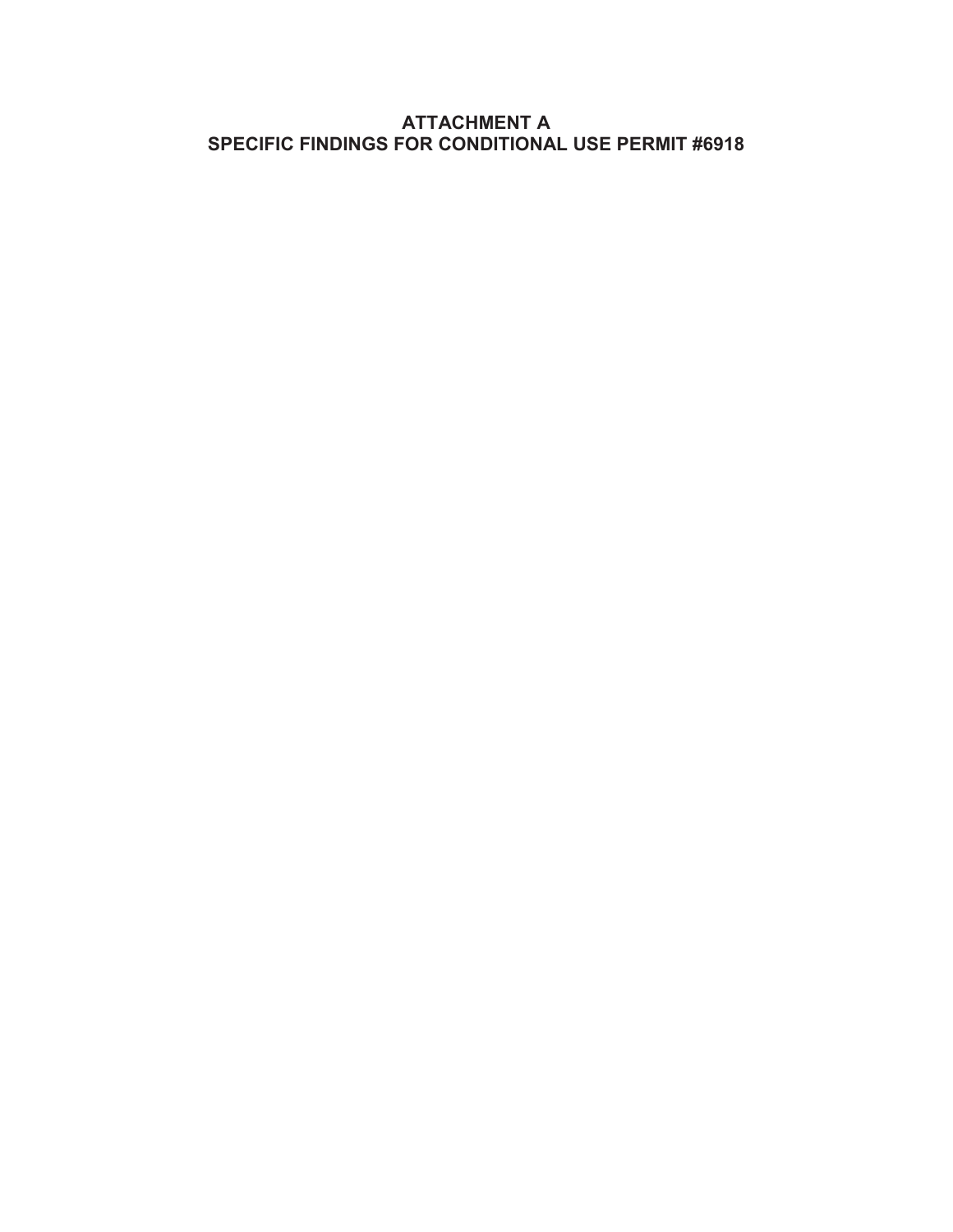# ATTACHMENT A
# SPECIFIC FINDINGS FOR CONDITIONAL USE PERMIT #6918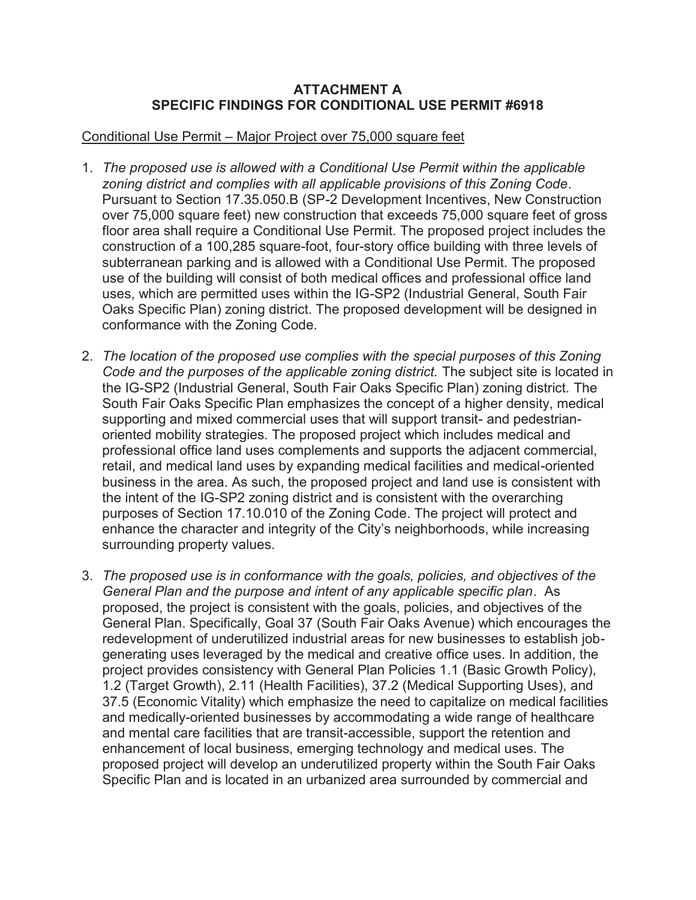**ATTACHMENT A**
**SPECIFIC FINDINGS FOR CONDITIONAL USE PERMIT #6918**

Conditional Use Permit – Major Project over 75,000 square feet

1. *The proposed use is allowed with a Conditional Use Permit within the applicable zoning district and complies with all applicable provisions of this Zoning Code*. Pursuant to Section 17.35.050.B (SP-2 Development Incentives, New Construction over 75,000 square feet) new construction that exceeds 75,000 square feet of gross floor area shall require a Conditional Use Permit. The proposed project includes the construction of a 100,285 square-foot, four-story office building with three levels of subterranean parking and is allowed with a Conditional Use Permit. The proposed use of the building will consist of both medical offices and professional office land uses, which are permitted uses within the IG-SP2 (Industrial General, South Fair Oaks Specific Plan) zoning district. The proposed development will be designed in conformance with the Zoning Code.

2. *The location of the proposed use complies with the special purposes of this Zoning Code and the purposes of the applicable zoning district.* The subject site is located in the IG-SP2 (Industrial General, South Fair Oaks Specific Plan) zoning district. The South Fair Oaks Specific Plan emphasizes the concept of a higher density, medical supporting and mixed commercial uses that will support transit- and pedestrian-oriented mobility strategies. The proposed project which includes medical and professional office land uses complements and supports the adjacent commercial, retail, and medical land uses by expanding medical facilities and medical-oriented business in the area. As such, the proposed project and land use is consistent with the intent of the IG-SP2 zoning district and is consistent with the overarching purposes of Section 17.10.010 of the Zoning Code. The project will protect and enhance the character and integrity of the City's neighborhoods, while increasing surrounding property values.

3. *The proposed use is in conformance with the goals, policies, and objectives of the General Plan and the purpose and intent of any applicable specific plan*. As proposed, the project is consistent with the goals, policies, and objectives of the General Plan. Specifically, Goal 37 (South Fair Oaks Avenue) which encourages the redevelopment of underutilized industrial areas for new businesses to establish job-generating uses leveraged by the medical and creative office uses. In addition, the project provides consistency with General Plan Policies 1.1 (Basic Growth Policy), 1.2 (Target Growth), 2.11 (Health Facilities), 37.2 (Medical Supporting Uses), and 37.5 (Economic Vitality) which emphasize the need to capitalize on medical facilities and medically-oriented businesses by accommodating a wide range of healthcare and mental care facilities that are transit-accessible, support the retention and enhancement of local business, emerging technology and medical uses. The proposed project will develop an underutilized property within the South Fair Oaks Specific Plan and is located in an urbanized area surrounded by commercial and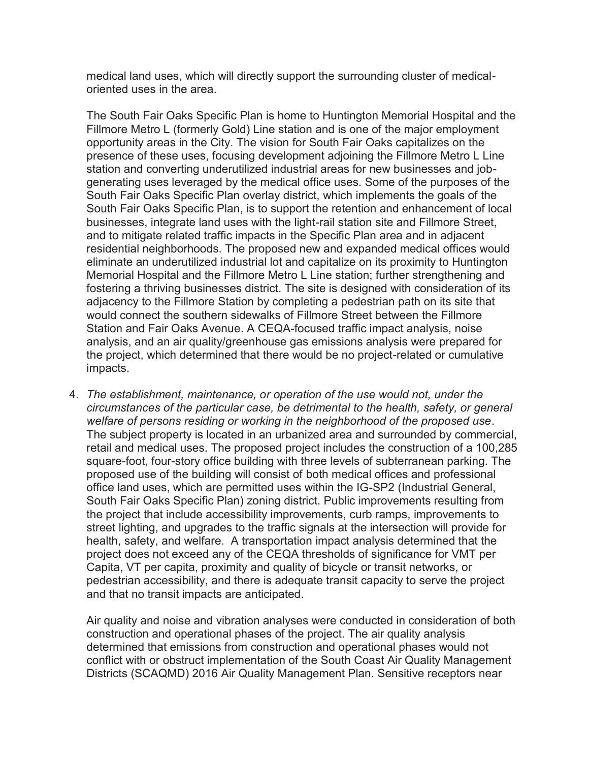medical land uses, which will directly support the surrounding cluster of medical-oriented uses in the area.

The South Fair Oaks Specific Plan is home to Huntington Memorial Hospital and the Fillmore Metro L (formerly Gold) Line station and is one of the major employment opportunity areas in the City. The vision for South Fair Oaks capitalizes on the presence of these uses, focusing development adjoining the Fillmore Metro L Line station and converting underutilized industrial areas for new businesses and job-generating uses leveraged by the medical office uses. Some of the purposes of the South Fair Oaks Specific Plan overlay district, which implements the goals of the South Fair Oaks Specific Plan, is to support the retention and enhancement of local businesses, integrate land uses with the light-rail station site and Fillmore Street, and to mitigate related traffic impacts in the Specific Plan area and in adjacent residential neighborhoods. The proposed new and expanded medical offices would eliminate an underutilized industrial lot and capitalize on its proximity to Huntington Memorial Hospital and the Fillmore Metro L Line station; further strengthening and fostering a thriving businesses district. The site is designed with consideration of its adjacency to the Fillmore Station by completing a pedestrian path on its site that would connect the southern sidewalks of Fillmore Street between the Fillmore Station and Fair Oaks Avenue. A CEQA-focused traffic impact analysis, noise analysis, and an air quality/greenhouse gas emissions analysis were prepared for the project, which determined that there would be no project-related or cumulative impacts.

4. *The establishment, maintenance, or operation of the use would not, under the circumstances of the particular case, be detrimental to the health, safety, or general welfare of persons residing or working in the neighborhood of the proposed use*. The subject property is located in an urbanized area and surrounded by commercial, retail and medical uses. The proposed project includes the construction of a 100,285 square-foot, four-story office building with three levels of subterranean parking. The proposed use of the building will consist of both medical offices and professional office land uses, which are permitted uses within the IG-SP2 (Industrial General, South Fair Oaks Specific Plan) zoning district. Public improvements resulting from the project that include accessibility improvements, curb ramps, improvements to street lighting, and upgrades to the traffic signals at the intersection will provide for health, safety, and welfare. A transportation impact analysis determined that the project does not exceed any of the CEQA thresholds of significance for VMT per Capita, VT per capita, proximity and quality of bicycle or transit networks, or pedestrian accessibility, and there is adequate transit capacity to serve the project and that no transit impacts are anticipated.

   Air quality and noise and vibration analyses were conducted in consideration of both construction and operational phases of the project. The air quality analysis determined that emissions from construction and operational phases would not conflict with or obstruct implementation of the South Coast Air Quality Management Districts (SCAQMD) 2016 Air Quality Management Plan. Sensitive receptors near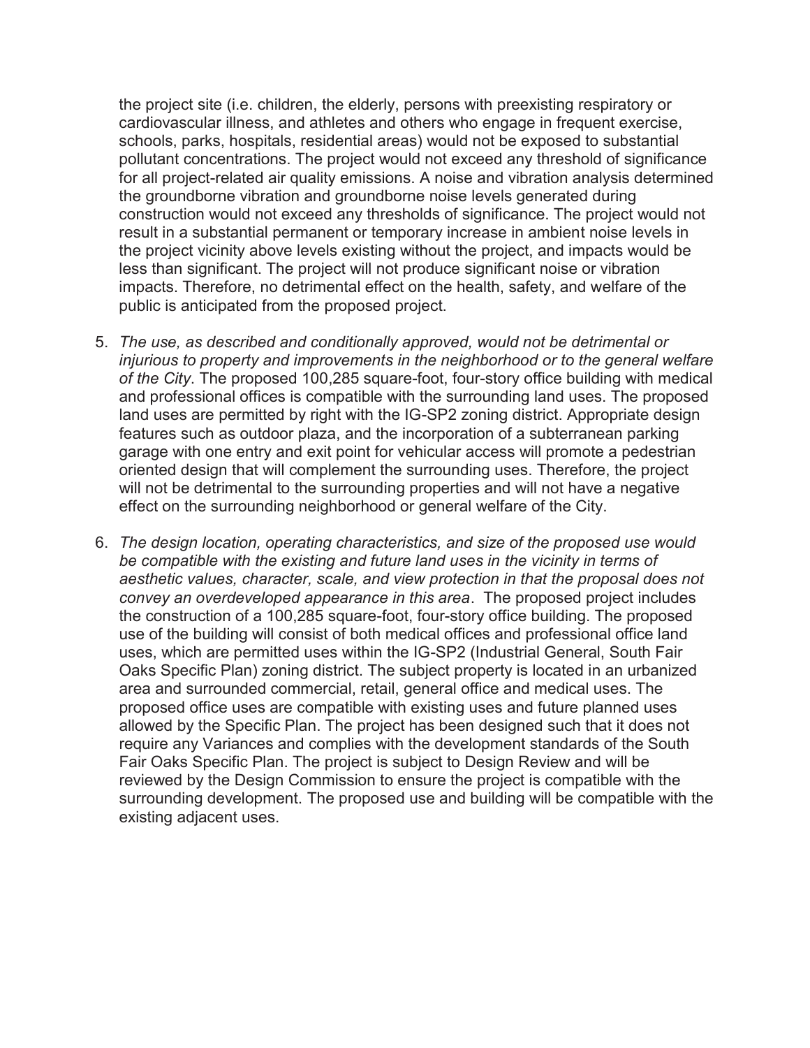the project site (i.e. children, the elderly, persons with preexisting respiratory or cardiovascular illness, and athletes and others who engage in frequent exercise, schools, parks, hospitals, residential areas) would not be exposed to substantial pollutant concentrations. The project would not exceed any threshold of significance for all project-related air quality emissions. A noise and vibration analysis determined the groundborne vibration and groundborne noise levels generated during construction would not exceed any thresholds of significance. The project would not result in a substantial permanent or temporary increase in ambient noise levels in the project vicinity above levels existing without the project, and impacts would be less than significant. The project will not produce significant noise or vibration impacts. Therefore, no detrimental effect on the health, safety, and welfare of the public is anticipated from the proposed project.

5. *The use, as described and conditionally approved, would not be detrimental or injurious to property and improvements in the neighborhood or to the general welfare of the City*. The proposed 100,285 square-foot, four-story office building with medical and professional offices is compatible with the surrounding land uses. The proposed land uses are permitted by right with the IG-SP2 zoning district. Appropriate design features such as outdoor plaza, and the incorporation of a subterranean parking garage with one entry and exit point for vehicular access will promote a pedestrian oriented design that will complement the surrounding uses. Therefore, the project will not be detrimental to the surrounding properties and will not have a negative effect on the surrounding neighborhood or general welfare of the City.

6. *The design location, operating characteristics, and size of the proposed use would be compatible with the existing and future land uses in the vicinity in terms of aesthetic values, character, scale, and view protection in that the proposal does not convey an overdeveloped appearance in this area*. The proposed project includes the construction of a 100,285 square-foot, four-story office building. The proposed use of the building will consist of both medical offices and professional office land uses, which are permitted uses within the IG-SP2 (Industrial General, South Fair Oaks Specific Plan) zoning district. The subject property is located in an urbanized area and surrounded commercial, retail, general office and medical uses. The proposed office uses are compatible with existing uses and future planned uses allowed by the Specific Plan. The project has been designed such that it does not require any Variances and complies with the development standards of the South Fair Oaks Specific Plan. The project is subject to Design Review and will be reviewed by the Design Commission to ensure the project is compatible with the surrounding development. The proposed use and building will be compatible with the existing adjacent uses.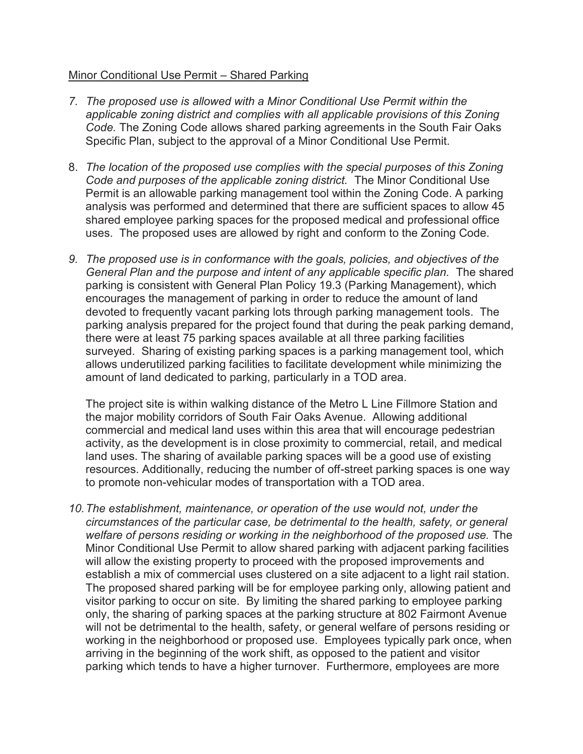<u>Minor Conditional Use Permit – Shared Parking</u>

7. *The proposed use is allowed with a Minor Conditional Use Permit within the applicable zoning district and complies with all applicable provisions of this Zoning Code.* The Zoning Code allows shared parking agreements in the South Fair Oaks Specific Plan, subject to the approval of a Minor Conditional Use Permit.

8. *The location of the proposed use complies with the special purposes of this Zoning Code and purposes of the applicable zoning district.* The Minor Conditional Use Permit is an allowable parking management tool within the Zoning Code. A parking analysis was performed and determined that there are sufficient spaces to allow 45 shared employee parking spaces for the proposed medical and professional office uses. The proposed uses are allowed by right and conform to the Zoning Code.

9. *The proposed use is in conformance with the goals, policies, and objectives of the General Plan and the purpose and intent of any applicable specific plan.* The shared parking is consistent with General Plan Policy 19.3 (Parking Management), which encourages the management of parking in order to reduce the amount of land devoted to frequently vacant parking lots through parking management tools. The parking analysis prepared for the project found that during the peak parking demand, there were at least 75 parking spaces available at all three parking facilities surveyed. Sharing of existing parking spaces is a parking management tool, which allows underutilized parking facilities to facilitate development while minimizing the amount of land dedicated to parking, particularly in a TOD area.

   The project site is within walking distance of the Metro L Line Fillmore Station and the major mobility corridors of South Fair Oaks Avenue. Allowing additional commercial and medical land uses within this area that will encourage pedestrian activity, as the development is in close proximity to commercial, retail, and medical land uses. The sharing of available parking spaces will be a good use of existing resources. Additionally, reducing the number of off-street parking spaces is one way to promote non-vehicular modes of transportation with a TOD area.

10. *The establishment, maintenance, or operation of the use would not, under the circumstances of the particular case, be detrimental to the health, safety, or general welfare of persons residing or working in the neighborhood of the proposed use.* The Minor Conditional Use Permit to allow shared parking with adjacent parking facilities will allow the existing property to proceed with the proposed improvements and establish a mix of commercial uses clustered on a site adjacent to a light rail station. The proposed shared parking will be for employee parking only, allowing patient and visitor parking to occur on site. By limiting the shared parking to employee parking only, the sharing of parking spaces at the parking structure at 802 Fairmont Avenue will not be detrimental to the health, safety, or general welfare of persons residing or working in the neighborhood or proposed use. Employees typically park once, when arriving in the beginning of the work shift, as opposed to the patient and visitor parking which tends to have a higher turnover. Furthermore, employees are more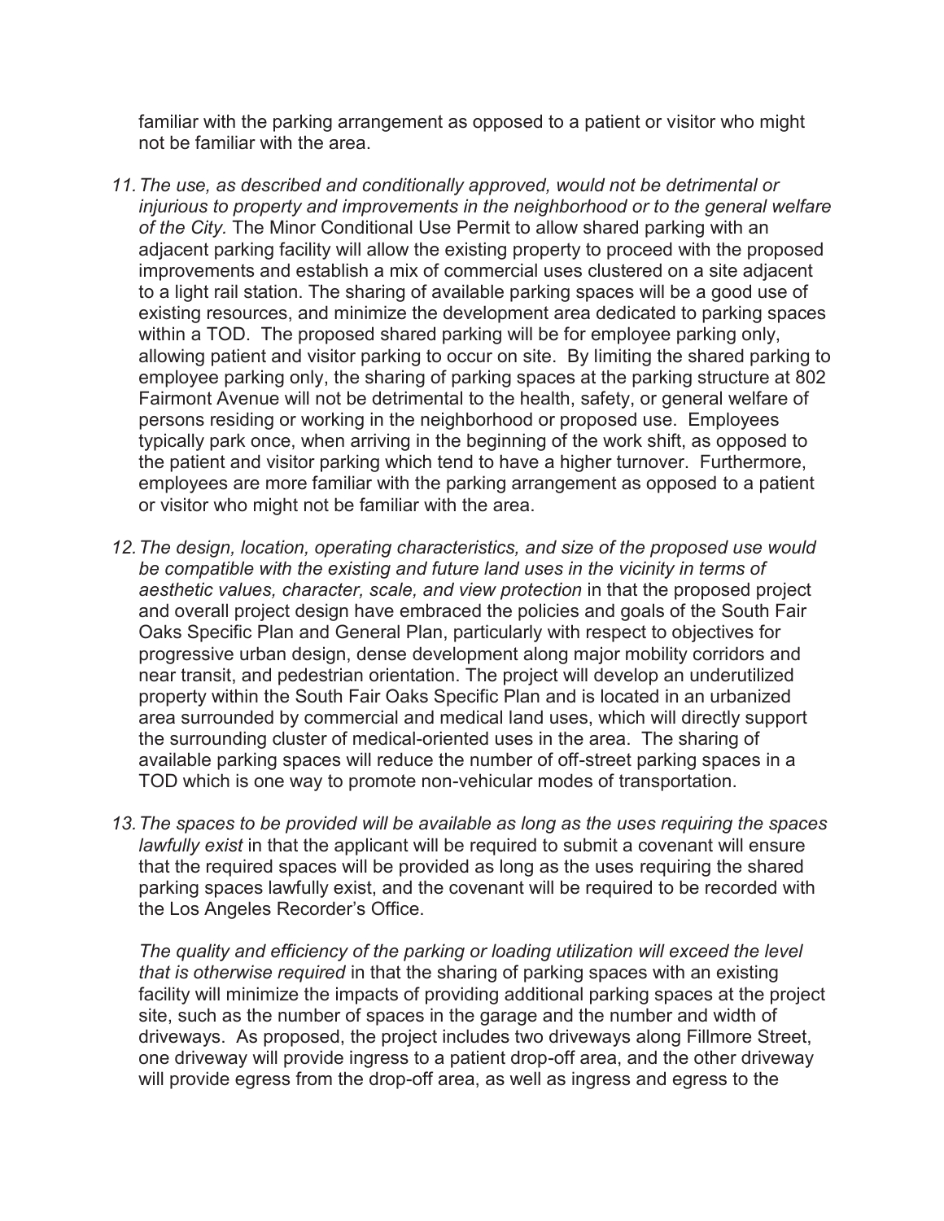familiar with the parking arrangement as opposed to a patient or visitor who might not be familiar with the area.

11. *The use, as described and conditionally approved, would not be detrimental or injurious to property and improvements in the neighborhood or to the general welfare of the City.* The Minor Conditional Use Permit to allow shared parking with an adjacent parking facility will allow the existing property to proceed with the proposed improvements and establish a mix of commercial uses clustered on a site adjacent to a light rail station. The sharing of available parking spaces will be a good use of existing resources, and minimize the development area dedicated to parking spaces within a TOD. The proposed shared parking will be for employee parking only, allowing patient and visitor parking to occur on site. By limiting the shared parking to employee parking only, the sharing of parking spaces at the parking structure at 802 Fairmont Avenue will not be detrimental to the health, safety, or general welfare of persons residing or working in the neighborhood or proposed use. Employees typically park once, when arriving in the beginning of the work shift, as opposed to the patient and visitor parking which tend to have a higher turnover. Furthermore, employees are more familiar with the parking arrangement as opposed to a patient or visitor who might not be familiar with the area.

12. *The design, location, operating characteristics, and size of the proposed use would be compatible with the existing and future land uses in the vicinity in terms of aesthetic values, character, scale, and view protection* in that the proposed project and overall project design have embraced the policies and goals of the South Fair Oaks Specific Plan and General Plan, particularly with respect to objectives for progressive urban design, dense development along major mobility corridors and near transit, and pedestrian orientation. The project will develop an underutilized property within the South Fair Oaks Specific Plan and is located in an urbanized area surrounded by commercial and medical land uses, which will directly support the surrounding cluster of medical-oriented uses in the area. The sharing of available parking spaces will reduce the number of off-street parking spaces in a TOD which is one way to promote non-vehicular modes of transportation.

13. *The spaces to be provided will be available as long as the uses requiring the spaces lawfully exist* in that the applicant will be required to submit a covenant will ensure that the required spaces will be provided as long as the uses requiring the shared parking spaces lawfully exist, and the covenant will be required to be recorded with the Los Angeles Recorder's Office.

    *The quality and efficiency of the parking or loading utilization will exceed the level that is otherwise required* in that the sharing of parking spaces with an existing facility will minimize the impacts of providing additional parking spaces at the project site, such as the number of spaces in the garage and the number and width of driveways. As proposed, the project includes two driveways along Fillmore Street, one driveway will provide ingress to a patient drop-off area, and the other driveway will provide egress from the drop-off area, as well as ingress and egress to the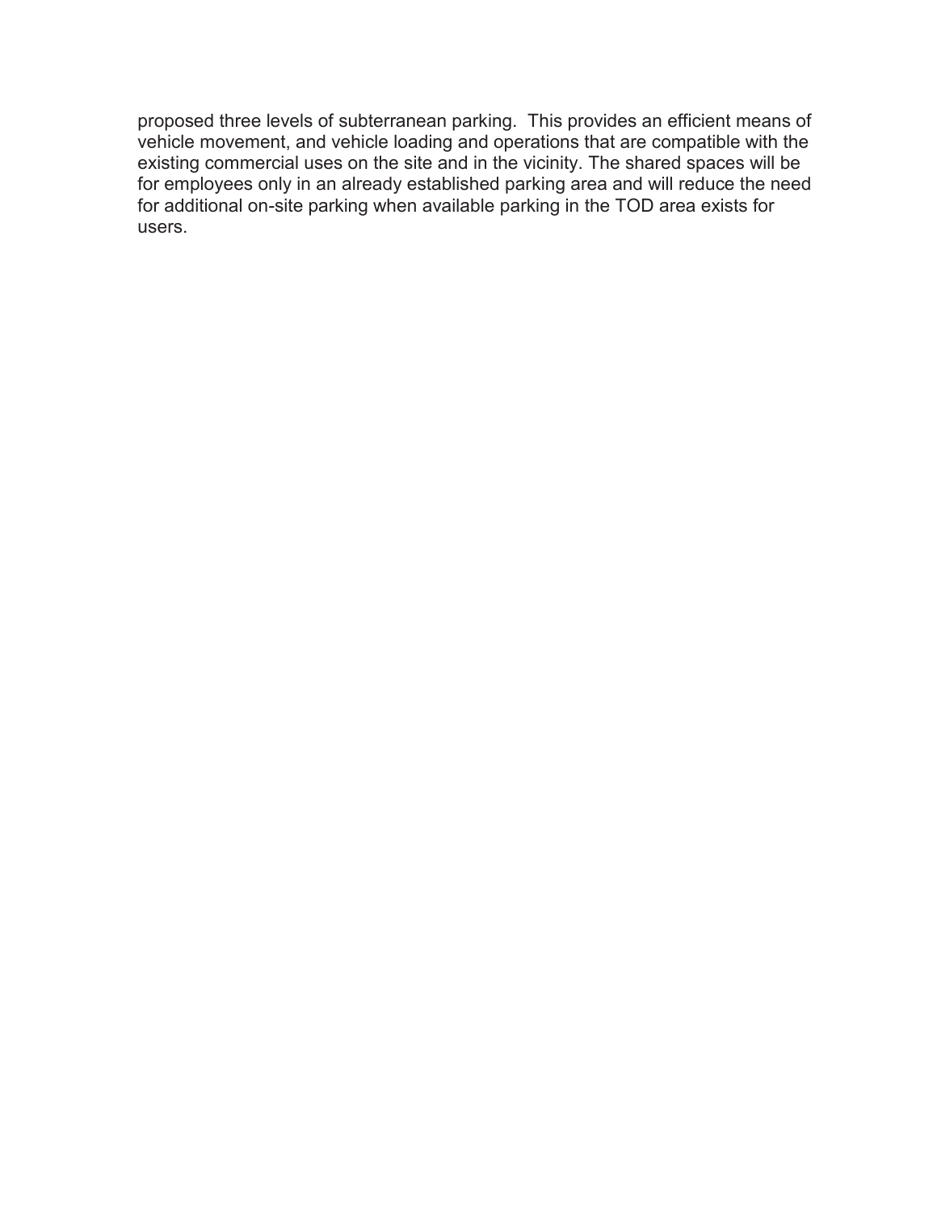proposed three levels of subterranean parking. This provides an efficient means of vehicle movement, and vehicle loading and operations that are compatible with the existing commercial uses on the site and in the vicinity. The shared spaces will be for employees only in an already established parking area and will reduce the need for additional on-site parking when available parking in the TOD area exists for users.